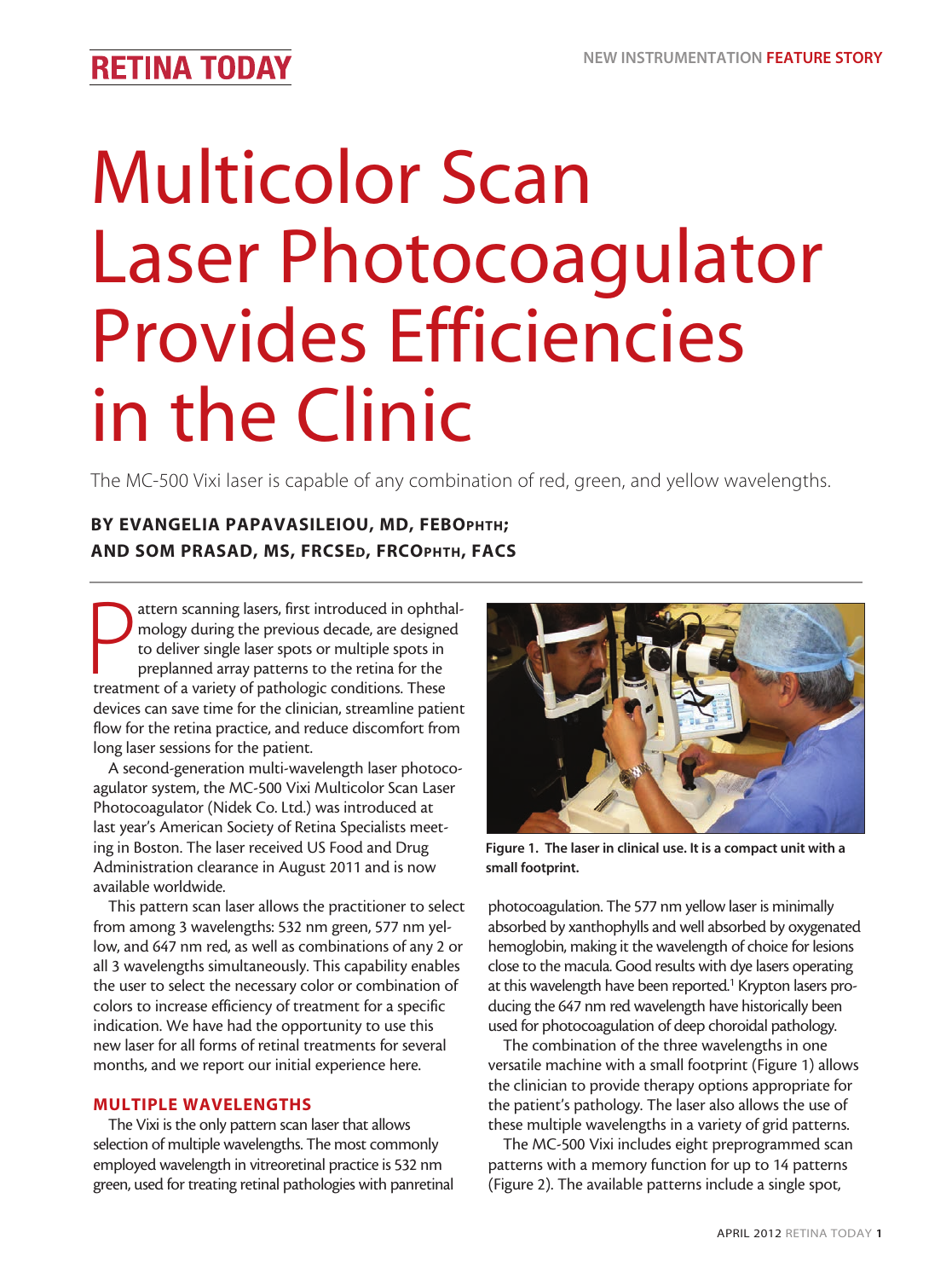# Multicolor Scan Laser Photocoagulator Provides Efficiencies in the Clinic

The MC-500 Vixi laser is capable of any combination of red, green, and yellow wavelengths.

**BY EVANGELIA PAPAVASILEIOU, MD, FEBOPHTH; AND SOM PRASAD, MS, FRCSED, FRCOPHTH, FACS**

Pattern scanning lasers, first introduced in ophthalmology during the previous decade, are designed to deliver single laser spots or multiple spots in preplanned array patterns to the retina for the treatment of a variety of pathologic conditions. These devices can save time for the clinician, streamline patient flow for the retina practice, and reduce discomfort from long laser sessions for the patient.

A second-generation multi-wavelength laser photocoagulator system, the MC-500 Vixi Multicolor Scan Laser Photocoagulator (Nidek Co. Ltd.) was introduced at last year's American Society of Retina Specialists meeting in Boston. The laser received US Food and Drug Administration clearance in August 2011 and is now available worldwide.

This pattern scan laser allows the practitioner to select from among 3 wavelengths: 532 nm green, 577 nm yellow, and 647 nm red, as well as combinations of any 2 or all 3 wavelengths simultaneously. This capability enables the user to select the necessary color or combination of colors to increase efficiency of treatment for a specific indication. We have had the opportunity to use this new laser for all forms of retinal treatments for several months, and we report our initial experience here.

## MULTIPLE WAVELENGTHS

The Vixi is the only pattern scan laser that allows selection of multiple wavelengths. The most commonly employed wavelength in vitreoretinal practice is 532 nm green, used for treating retinal pathologies with panretinal photocoagulation. The 577 nm yellow laser is minimally absorbed by xanthophylls and well absorbed by oxygenated hemoglobin, making it the wavelength of choice for lesions close to the macula. Good results with dye lasers operating at this wavelength have been reported.[1] Krypton lasers producing the 647 nm red wavelength have historically been used for photocoagulation of deep choroidal pathology.

Figure 1. The laser in clinical use. It is a compact unit with a small footprint.

The combination of the three wavelengths in one versatile machine with a small footprint (Figure 1) allows the clinician to provide therapy options appropriate for the patient's pathology. The laser also allows the use of these multiple wavelengths in a variety of grid patterns.

The MC-500 Vixi includes eight preprogrammed scan patterns with a memory function for up to 14 patterns (Figure 2). The available patterns include a single spot,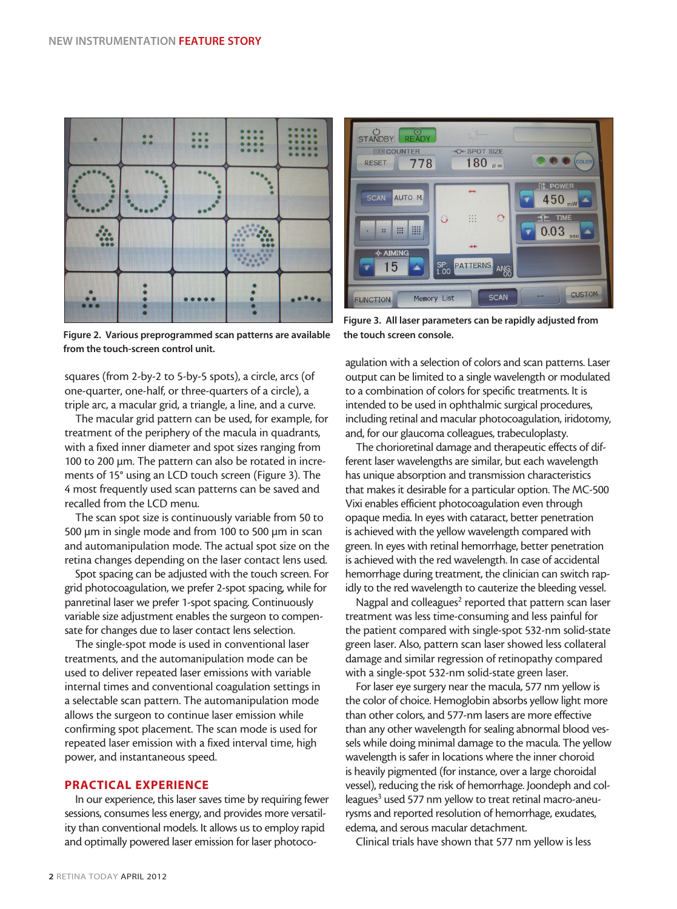Figure 2. Various preprogrammed scan patterns are available from the touch-screen control unit.

Figure 3. All laser parameters can be rapidly adjusted from the touch screen console.

squares (from 2-by-2 to 5-by-5 spots), a circle, arcs (of one-quarter, one-half, or three-quarters of a circle), a triple arc, a macular grid, a triangle, a line, and a curve.

The macular grid pattern can be used, for example, for treatment of the periphery of the macula in quadrants, with a fixed inner diameter and spot sizes ranging from 100 to 200 µm. The pattern can also be rotated in increments of 15° using an LCD touch screen (Figure 3). The 4 most frequently used scan patterns can be saved and recalled from the LCD menu.

The scan spot size is continuously variable from 50 to 500 µm in single mode and from 100 to 500 µm in scan and automanipulation mode. The actual spot size on the retina changes depending on the laser contact lens used.

Spot spacing can be adjusted with the touch screen. For grid photocoagulation, we prefer 2-spot spacing, while for panretinal laser we prefer 1-spot spacing. Continuously variable size adjustment enables the surgeon to compensate for changes due to laser contact lens selection.

The single-spot mode is used in conventional laser treatments, and the automanipulation mode can be used to deliver repeated laser emissions with variable internal times and conventional coagulation settings in a selectable scan pattern. The automanipulation mode allows the surgeon to continue laser emission while confirming spot placement. The scan mode is used for repeated laser emission with a fixed interval time, high power, and instantaneous speed.

## PRACTICAL EXPERIENCE

In our experience, this laser saves time by requiring fewer sessions, consumes less energy, and provides more versatility than conventional models. It allows us to employ rapid and optimally powered laser emission for laser photocoagulation with a selection of colors and scan patterns. Laser output can be limited to a single wavelength or modulated to a combination of colors for specific treatments. It is intended to be used in ophthalmic surgical procedures, including retinal and macular photocoagulation, iridotomy, and, for our glaucoma colleagues, trabeculoplasty.

The chorioretinal damage and therapeutic effects of different laser wavelengths are similar, but each wavelength has unique absorption and transmission characteristics that makes it desirable for a particular option. The MC-500 Vixi enables efficient photocoagulation even through opaque media. In eyes with cataract, better penetration is achieved with the yellow wavelength compared with green. In eyes with retinal hemorrhage, better penetration is achieved with the red wavelength. In case of accidental hemorrhage during treatment, the clinician can switch rapidly to the red wavelength to cauterize the bleeding vessel.

Nagpal and colleagues[2] reported that pattern scan laser treatment was less time-consuming and less painful for the patient compared with single-spot 532-nm solid-state green laser. Also, pattern scan laser showed less collateral damage and similar regression of retinopathy compared with a single-spot 532-nm solid-state green laser.

For laser eye surgery near the macula, 577 nm yellow is the color of choice. Hemoglobin absorbs yellow light more than other colors, and 577-nm lasers are more effective than any other wavelength for sealing abnormal blood vessels while doing minimal damage to the macula. The yellow wavelength is safer in locations where the inner choroid is heavily pigmented (for instance, over a large choroidal vessel), reducing the risk of hemorrhage. Joondeph and colleagues[3] used 577 nm yellow to treat retinal macro-aneurysms and reported resolution of hemorrhage, exudates, edema, and serous macular detachment.

Clinical trials have shown that 577 nm yellow is less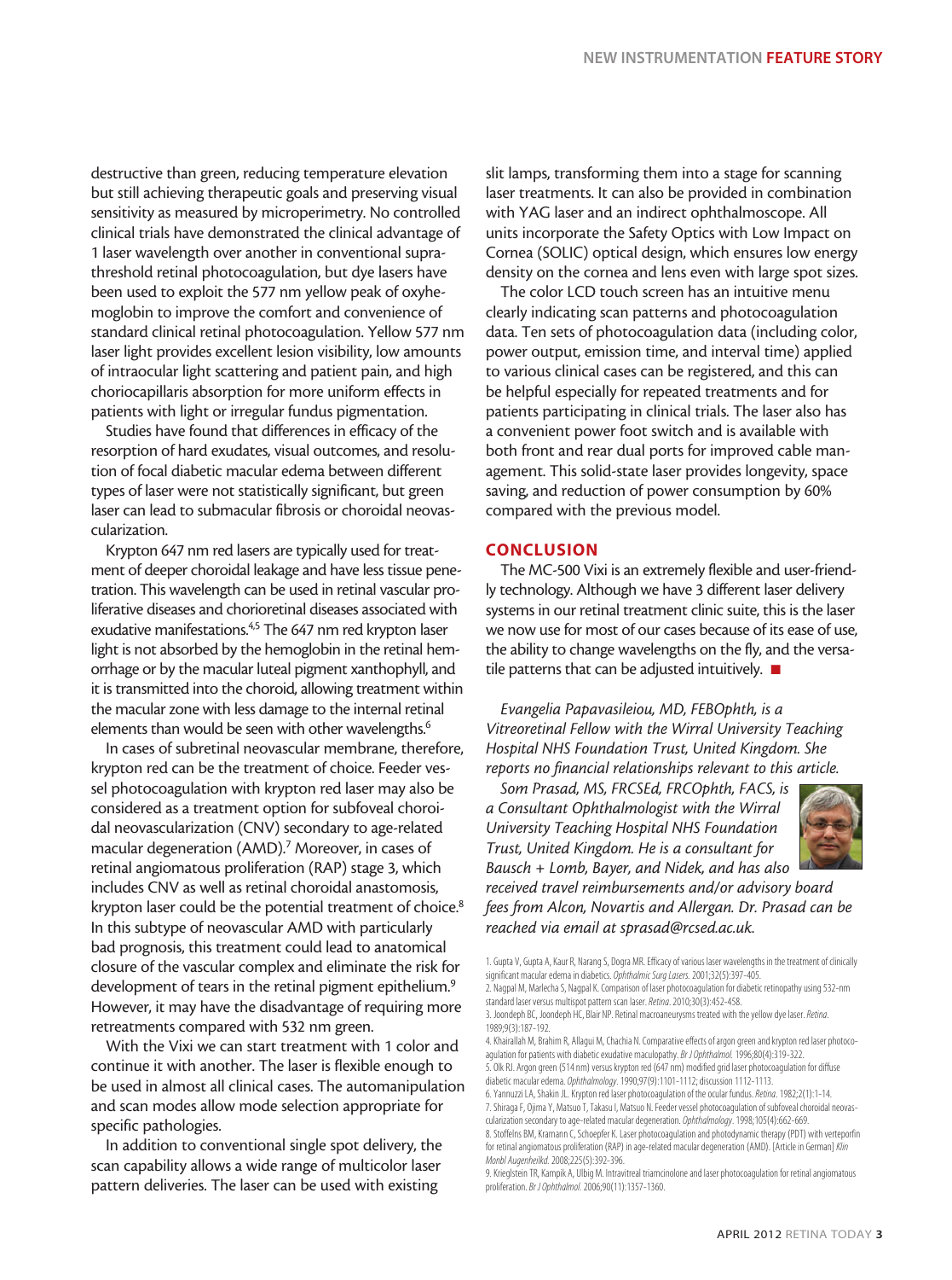destructive than green, reducing temperature elevation but still achieving therapeutic goals and preserving visual sensitivity as measured by microperimetry. No controlled clinical trials have demonstrated the clinical advantage of 1 laser wavelength over another in conventional suprathreshold retinal photocoagulation, but dye lasers have been used to exploit the 577 nm yellow peak of oxyhemoglobin to improve the comfort and convenience of standard clinical retinal photocoagulation. Yellow 577 nm laser light provides excellent lesion visibility, low amounts of intraocular light scattering and patient pain, and high choriocapillaris absorption for more uniform effects in patients with light or irregular fundus pigmentation.

Studies have found that differences in efficacy of the resorption of hard exudates, visual outcomes, and resolution of focal diabetic macular edema between different types of laser were not statistically significant, but green laser can lead to submacular fibrosis or choroidal neovascularization.

Krypton 647 nm red lasers are typically used for treatment of deeper choroidal leakage and have less tissue penetration. This wavelength can be used in retinal vascular proliferative diseases and chorioretinal diseases associated with exudative manifestations.[4,5] The 647 nm red krypton laser light is not absorbed by the hemoglobin in the retinal hemorrhage or by the macular luteal pigment xanthophyll, and it is transmitted into the choroid, allowing treatment within the macular zone with less damage to the internal retinal elements than would be seen with other wavelengths.[6]

In cases of subretinal neovascular membrane, therefore, krypton red can be the treatment of choice. Feeder vessel photocoagulation with krypton red laser may also be considered as a treatment option for subfoveal choroidal neovascularization (CNV) secondary to age-related macular degeneration (AMD).[7] Moreover, in cases of retinal angiomatous proliferation (RAP) stage 3, which includes CNV as well as retinal choroidal anastomosis, krypton laser could be the potential treatment of choice.[8] In this subtype of neovascular AMD with particularly bad prognosis, this treatment could lead to anatomical closure of the vascular complex and eliminate the risk for development of tears in the retinal pigment epithelium.[9] However, it may have the disadvantage of requiring more retreatments compared with 532 nm green.

With the Vixi we can start treatment with 1 color and continue it with another. The laser is flexible enough to be used in almost all clinical cases. The automanipulation and scan modes allow mode selection appropriate for specific pathologies.

In addition to conventional single spot delivery, the scan capability allows a wide range of multicolor laser pattern deliveries. The laser can be used with existing slit lamps, transforming them into a stage for scanning laser treatments. It can also be provided in combination with YAG laser and an indirect ophthalmoscope. All units incorporate the Safety Optics with Low Impact on Cornea (SOLIC) optical design, which ensures low energy density on the cornea and lens even with large spot sizes.

The color LCD touch screen has an intuitive menu clearly indicating scan patterns and photocoagulation data. Ten sets of photocoagulation data (including color, power output, emission time, and interval time) applied to various clinical cases can be registered, and this can be helpful especially for repeated treatments and for patients participating in clinical trials. The laser also has a convenient power foot switch and is available with both front and rear dual ports for improved cable management. This solid-state laser provides longevity, space saving, and reduction of power consumption by 60% compared with the previous model.

## CONCLUSION

The MC-500 Vixi is an extremely flexible and user-friendly technology. Although we have 3 different laser delivery systems in our retinal treatment clinic suite, this is the laser we now use for most of our cases because of its ease of use, the ability to change wavelengths on the fly, and the versatile patterns that can be adjusted intuitively. ■

*Evangelia Papavasileiou, MD, FEBOphth, is a Vitreoretinal Fellow with the Wirral University Teaching Hospital NHS Foundation Trust, United Kingdom. She reports no financial relationships relevant to this article.*

*Som Prasad, MS, FRCSEd, FRCOphth, FACS, is a Consultant Ophthalmologist with the Wirral University Teaching Hospital NHS Foundation Trust, United Kingdom. He is a consultant for Bausch + Lomb, Bayer, and Nidek, and has also received travel reimbursements and/or advisory board fees from Alcon, Novartis and Allergan. Dr. Prasad can be reached via email at sprasad@rcsed.ac.uk.*

1. Gupta V, Gupta A, Kaur R, Narang S, Dogra MR. Efficacy of various laser wavelengths in the treatment of clinically significant macular edema in diabetics. *Ophthalmic Surg Lasers.* 2001;32(5):397-405.
2. Nagpal M, Marlecha S, Nagpal K. Comparison of laser photocoagulation for diabetic retinopathy using 532-nm standard laser versus multispot pattern scan laser. *Retina.* 2010;30(3):452-458.
3. Joondeph BC, Joondeph HC, Blair NP. Retinal macroaneurysms treated with the yellow dye laser. *Retina.* 1989;9(3):187-192.
4. Khairallah M, Brahim R, Allagui M, Chachia N. Comparative effects of argon green and krypton red laser photocoagulation for patients with diabetic exudative maculopathy. *Br J Ophthalmol.* 1996;80(4):319-322.
5. Olk RJ. Argon green (514 nm) versus krypton red (647 nm) modified grid laser photocoagulation for diffuse diabetic macular edema. *Ophthalmology*. 1990;97(9):1101-1112; discussion 1112-1113.
6. Yannuzzi LA, Shakin JL. Krypton red laser photocoagulation of the ocular fundus. *Retina*. 1982;2(1):1-14.
7. Shiraga F, Ojima Y, Matsuo T, Takasu I, Matsuo N. Feeder vessel photocoagulation of subfoveal choroidal neovascularization secondary to age-related macular degeneration. *Ophthalmology*. 1998;105(4):662-669.
8. Stoffelns BM, Kramann C, Schoepfer K. Laser photocoagulation and photodynamic therapy (PDT) with verteporfin for retinal angiomatous proliferation (RAP) in age-related macular degeneration (AMD). [Article in German] *Klin Monbl Augenheilkd.* 2008;225(5):392-396.
9. Krieglstein TR, Kampik A, Ulbig M. Intravitreal triamcinolone and laser photocoagulation for retinal angiomatous proliferation. *Br J Ophthalmol.* 2006;90(11):1357-1360.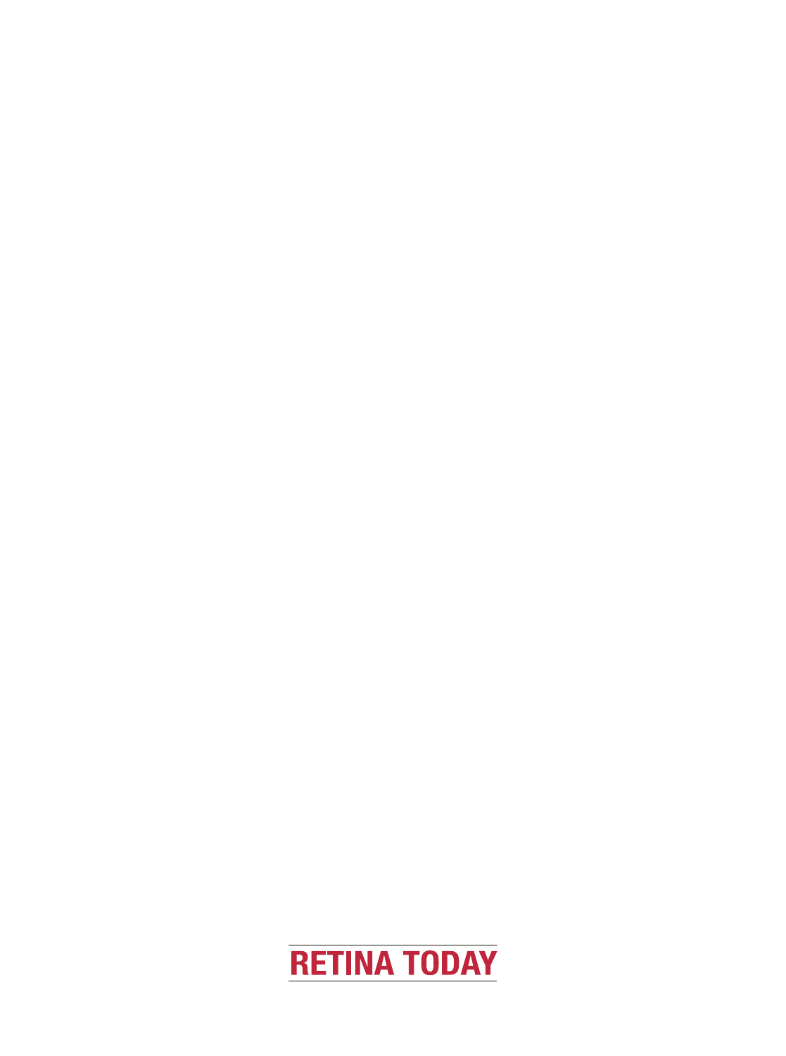RETINA TODAY